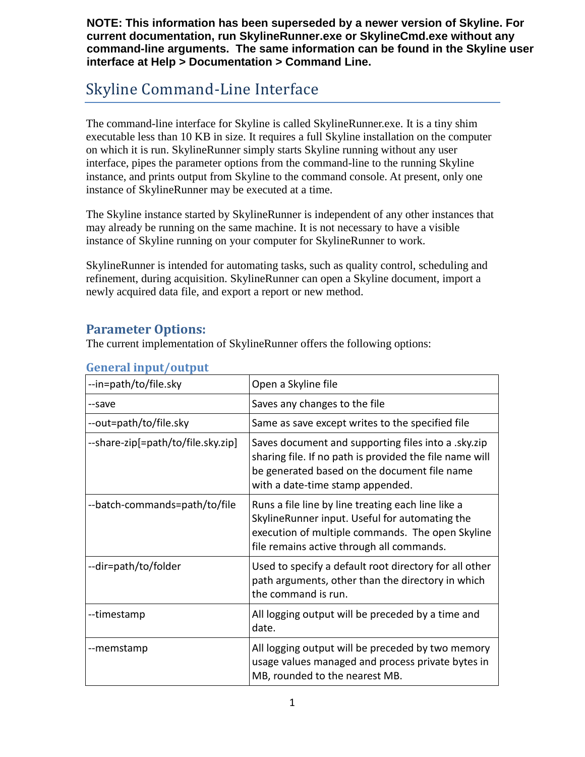**NOTE: This information has been superseded by a newer version of Skyline. For current documentation, run SkylineRunner.exe or SkylineCmd.exe without any command-line arguments. The same information can be found in the Skyline user interface at Help > Documentation > Command Line.**

# Skyline Command-Line Interface

The command-line interface for Skyline is called SkylineRunner.exe. It is a tiny shim executable less than 10 KB in size. It requires a full Skyline installation on the computer on which it is run. SkylineRunner simply starts Skyline running without any user interface, pipes the parameter options from the command-line to the running Skyline instance, and prints output from Skyline to the command console. At present, only one instance of SkylineRunner may be executed at a time.

The Skyline instance started by SkylineRunner is independent of any other instances that may already be running on the same machine. It is not necessary to have a visible instance of Skyline running on your computer for SkylineRunner to work.

SkylineRunner is intended for automating tasks, such as quality control, scheduling and refinement, during acquisition. SkylineRunner can open a Skyline document, import a newly acquired data file, and export a report or new method.

## Parameter Options:

The current implementation of SkylineRunner offers the following options:

### General input/output

| Option | Description |
|---|---|
| --in=path/to/file.sky | Open a Skyline file |
| --save | Saves any changes to the file |
| --out=path/to/file.sky | Same as save except writes to the specified file |
| --share-zip[=path/to/file.sky.zip] | Saves document and supporting files into a .sky.zip sharing file. If no path is provided the file name will be generated based on the document file name with a date-time stamp appended. |
| --batch-commands=path/to/file | Runs a file line by line treating each line like a SkylineRunner input. Useful for automating the execution of multiple commands. The open Skyline file remains active through all commands. |
| --dir=path/to/folder | Used to specify a default root directory for all other path arguments, other than the directory in which the command is run. |
| --timestamp | All logging output will be preceded by a time and date. |
| --memstamp | All logging output will be preceded by two memory usage values managed and process private bytes in MB, rounded to the nearest MB. |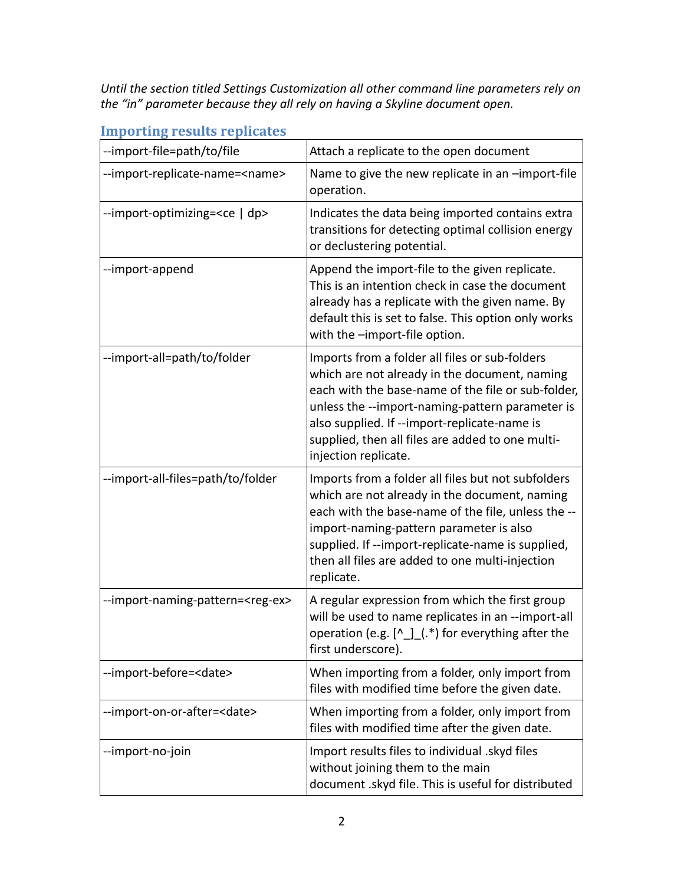*Until the section titled Settings Customization all other command line parameters rely on the "in" parameter because they all rely on having a Skyline document open.*

## Importing results replicates

| | |
|---|---|
| --import-file=path/to/file | Attach a replicate to the open document |
| --import-replicate-name=<name> | Name to give the new replicate in an –import-file operation. |
| --import-optimizing=<ce \| dp> | Indicates the data being imported contains extra transitions for detecting optimal collision energy or declustering potential. |
| --import-append | Append the import-file to the given replicate. This is an intention check in case the document already has a replicate with the given name. By default this is set to false. This option only works with the –import-file option. |
| --import-all=path/to/folder | Imports from a folder all files or sub-folders which are not already in the document, naming each with the base-name of the file or sub-folder, unless the --import-naming-pattern parameter is also supplied. If --import-replicate-name is supplied, then all files are added to one multi-injection replicate. |
| --import-all-files=path/to/folder | Imports from a folder all files but not subfolders which are not already in the document, naming each with the base-name of the file, unless the --import-naming-pattern parameter is also supplied. If --import-replicate-name is supplied, then all files are added to one multi-injection replicate. |
| --import-naming-pattern=<reg-ex> | A regular expression from which the first group will be used to name replicates in an --import-all operation (e.g. [^_]_(.*) for everything after the first underscore). |
| --import-before=<date> | When importing from a folder, only import from files with modified time before the given date. |
| --import-on-or-after=<date> | When importing from a folder, only import from files with modified time after the given date. |
| --import-no-join | Import results files to individual .skyd files without joining them to the main document .skyd file. This is useful for distributed |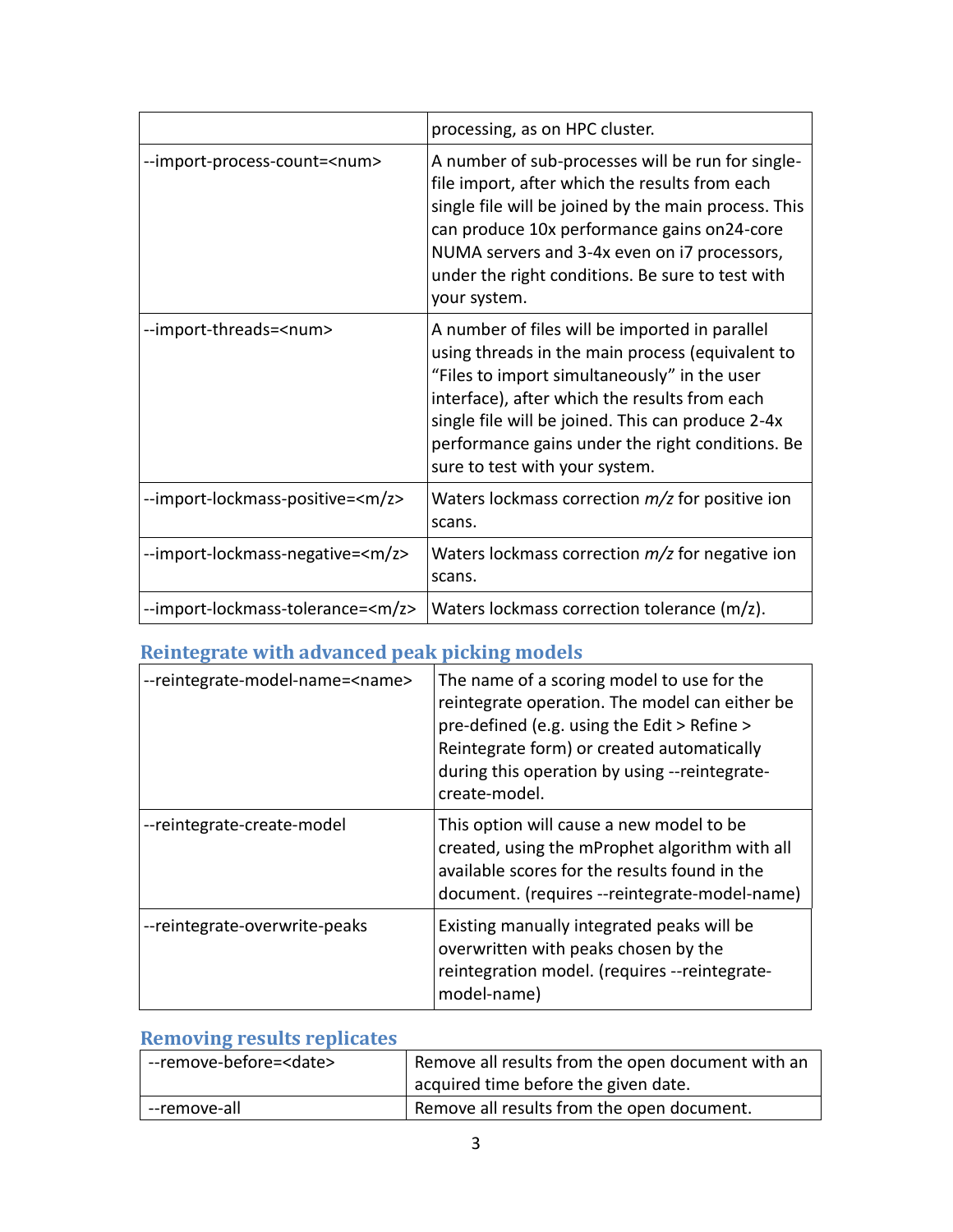| | |
|---|---|
| | processing, as on HPC cluster. |
| --import-process-count=<num> | A number of sub-processes will be run for single-file import, after which the results from each single file will be joined by the main process. This can produce 10x performance gains on24-core NUMA servers and 3-4x even on i7 processors, under the right conditions. Be sure to test with your system. |
| --import-threads=<num> | A number of files will be imported in parallel using threads in the main process (equivalent to "Files to import simultaneously" in the user interface), after which the results from each single file will be joined. This can produce 2-4x performance gains under the right conditions. Be sure to test with your system. |
| --import-lockmass-positive=<m/z> | Waters lockmass correction *m/z* for positive ion scans. |
| --import-lockmass-negative=<m/z> | Waters lockmass correction *m/z* for negative ion scans. |
| --import-lockmass-tolerance=<m/z> | Waters lockmass correction tolerance (m/z). |

## Reintegrate with advanced peak picking models

| | |
|---|---|
| --reintegrate-model-name=<name> | The name of a scoring model to use for the reintegrate operation. The model can either be pre-defined (e.g. using the Edit > Refine > Reintegrate form) or created automatically during this operation by using --reintegrate-create-model. |
| --reintegrate-create-model | This option will cause a new model to be created, using the mProphet algorithm with all available scores for the results found in the document. (requires --reintegrate-model-name) |
| --reintegrate-overwrite-peaks | Existing manually integrated peaks will be overwritten with peaks chosen by the reintegration model. (requires --reintegrate-model-name) |

## Removing results replicates

| | |
|---|---|
| --remove-before=<date> | Remove all results from the open document with an acquired time before the given date. |
| --remove-all | Remove all results from the open document. |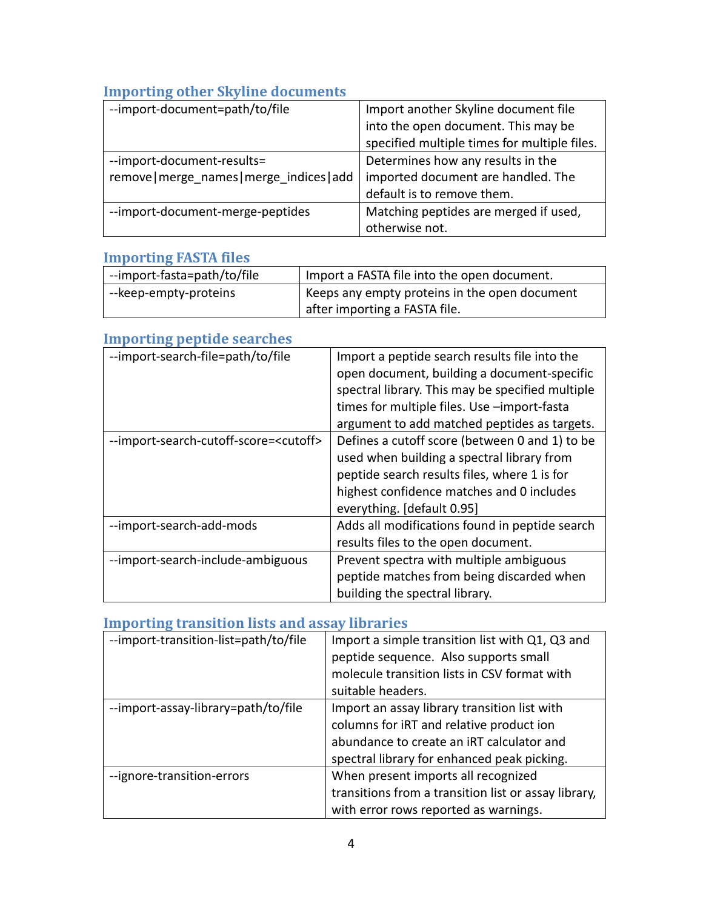### Importing other Skyline documents

| | |
|---|---|
| --import-document=path/to/file | Import another Skyline document file into the open document. This may be specified multiple times for multiple files. |
| --import-document-results= remove\|merge_names\|merge_indices\|add | Determines how any results in the imported document are handled. The default is to remove them. |
| --import-document-merge-peptides | Matching peptides are merged if used, otherwise not. |

### Importing FASTA files

| | |
|---|---|
| --import-fasta=path/to/file | Import a FASTA file into the open document. |
| --keep-empty-proteins | Keeps any empty proteins in the open document after importing a FASTA file. |

### Importing peptide searches

| | |
|---|---|
| --import-search-file=path/to/file | Import a peptide search results file into the open document, building a document-specific spectral library. This may be specified multiple times for multiple files. Use –import-fasta argument to add matched peptides as targets. |
| --import-search-cutoff-score=<cutoff> | Defines a cutoff score (between 0 and 1) to be used when building a spectral library from peptide search results files, where 1 is for highest confidence matches and 0 includes everything. [default 0.95] |
| --import-search-add-mods | Adds all modifications found in peptide search results files to the open document. |
| --import-search-include-ambiguous | Prevent spectra with multiple ambiguous peptide matches from being discarded when building the spectral library. |

### Importing transition lists and assay libraries

| | |
|---|---|
| --import-transition-list=path/to/file | Import a simple transition list with Q1, Q3 and peptide sequence. Also supports small molecule transition lists in CSV format with suitable headers. |
| --import-assay-library=path/to/file | Import an assay library transition list with columns for iRT and relative product ion abundance to create an iRT calculator and spectral library for enhanced peak picking. |
| --ignore-transition-errors | When present imports all recognized transitions from a transition list or assay library, with error rows reported as warnings. |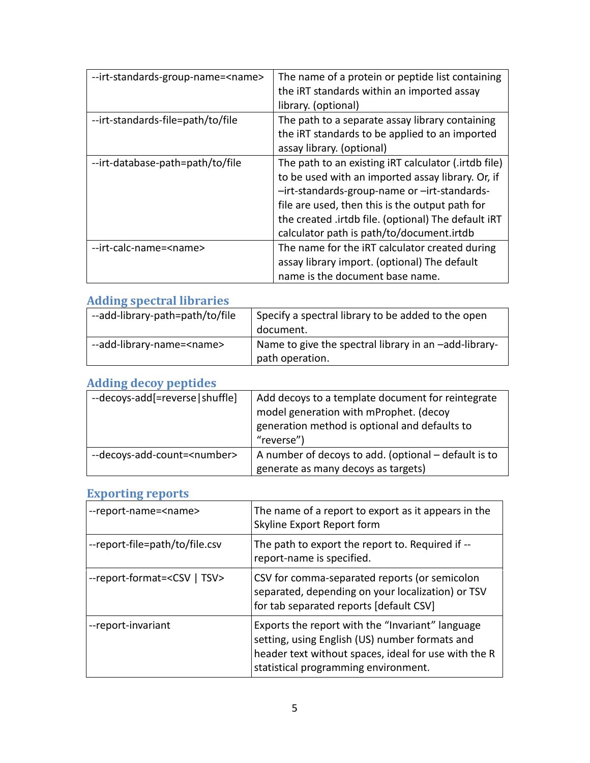| | |
|---|---|
| --irt-standards-group-name=<name> | The name of a protein or peptide list containing the iRT standards within an imported assay library. (optional) |
| --irt-standards-file=path/to/file | The path to a separate assay library containing the iRT standards to be applied to an imported assay library. (optional) |
| --irt-database-path=path/to/file | The path to an existing iRT calculator (.irtdb file) to be used with an imported assay library. Or, if –irt-standards-group-name or –irt-standards-file are used, then this is the output path for the created .irtdb file. (optional) The default iRT calculator path is path/to/document.irtdb |
| --irt-calc-name=<name> | The name for the iRT calculator created during assay library import. (optional) The default name is the document base name. |

### Adding spectral libraries

| | |
|---|---|
| --add-library-path=path/to/file | Specify a spectral library to be added to the open document. |
| --add-library-name=<name> | Name to give the spectral library in an –add-library-path operation. |

### Adding decoy peptides

| | |
|---|---|
| --decoys-add[=reverse\|shuffle] | Add decoys to a template document for reintegrate model generation with mProphet. (decoy generation method is optional and defaults to "reverse") |
| --decoys-add-count=<number> | A number of decoys to add. (optional – default is to generate as many decoys as targets) |

### Exporting reports

| | |
|---|---|
| --report-name=<name> | The name of a report to export as it appears in the Skyline Export Report form |
| --report-file=path/to/file.csv | The path to export the report to. Required if --report-name is specified. |
| --report-format=<CSV \| TSV> | CSV for comma-separated reports (or semicolon separated, depending on your localization) or TSV for tab separated reports [default CSV] |
| --report-invariant | Exports the report with the "Invariant" language setting, using English (US) number formats and header text without spaces, ideal for use with the R statistical programming environment. |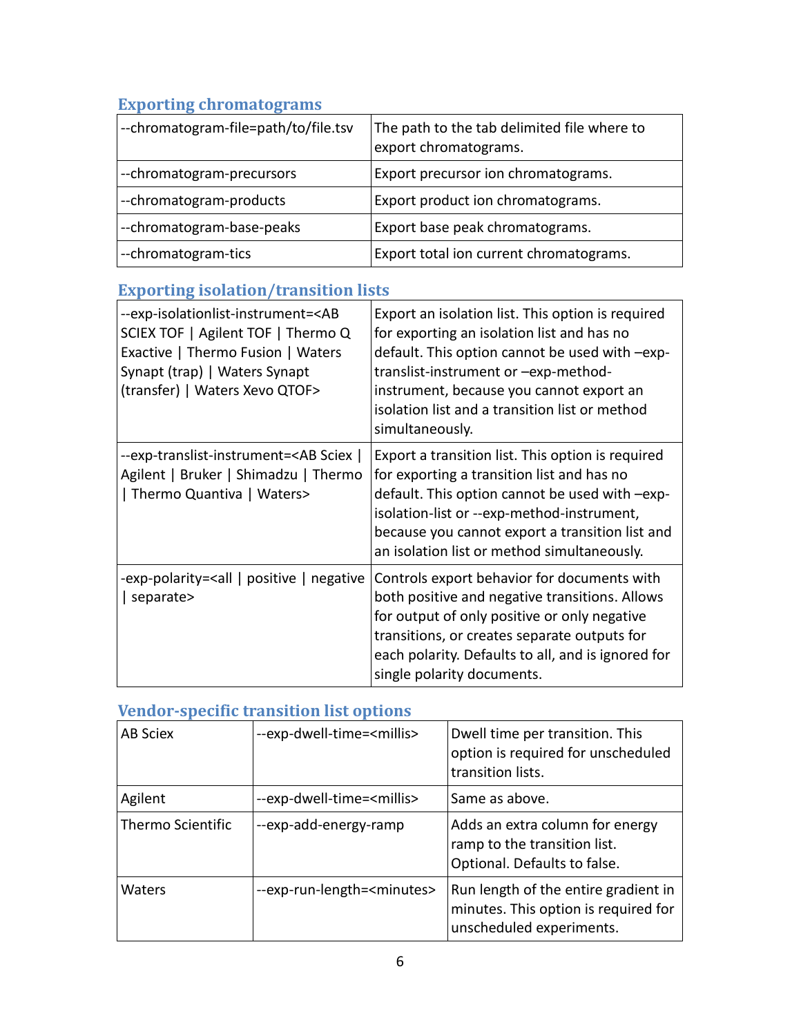### Exporting chromatograms

| | |
|---|---|
| --chromatogram-file=path/to/file.tsv | The path to the tab delimited file where to export chromatograms. |
| --chromatogram-precursors | Export precursor ion chromatograms. |
| --chromatogram-products | Export product ion chromatograms. |
| --chromatogram-base-peaks | Export base peak chromatograms. |
| --chromatogram-tics | Export total ion current chromatograms. |

### Exporting isolation/transition lists

| | |
|---|---|
| --exp-isolationlist-instrument=<AB SCIEX TOF \| Agilent TOF \| Thermo Q Exactive \| Thermo Fusion \| Waters Synapt (trap) \| Waters Synapt (transfer) \| Waters Xevo QTOF> | Export an isolation list. This option is required for exporting an isolation list and has no default. This option cannot be used with –exp-translist-instrument or –exp-method-instrument, because you cannot export an isolation list and a transition list or method simultaneously. |
| --exp-translist-instrument=<AB Sciex \| Agilent \| Bruker \| Shimadzu \| Thermo \| Thermo Quantiva \| Waters> | Export a transition list. This option is required for exporting a transition list and has no default. This option cannot be used with –exp-isolation-list or --exp-method-instrument, because you cannot export a transition list and an isolation list or method simultaneously. |
| -exp-polarity=<all \| positive \| negative \| separate> | Controls export behavior for documents with both positive and negative transitions. Allows for output of only positive or only negative transitions, or creates separate outputs for each polarity. Defaults to all, and is ignored for single polarity documents. |

### Vendor-specific transition list options

| | | |
|---|---|---|
| AB Sciex | --exp-dwell-time=<millis> | Dwell time per transition. This option is required for unscheduled transition lists. |
| Agilent | --exp-dwell-time=<millis> | Same as above. |
| Thermo Scientific | --exp-add-energy-ramp | Adds an extra column for energy ramp to the transition list. Optional. Defaults to false. |
| Waters | --exp-run-length=<minutes> | Run length of the entire gradient in minutes. This option is required for unscheduled experiments. |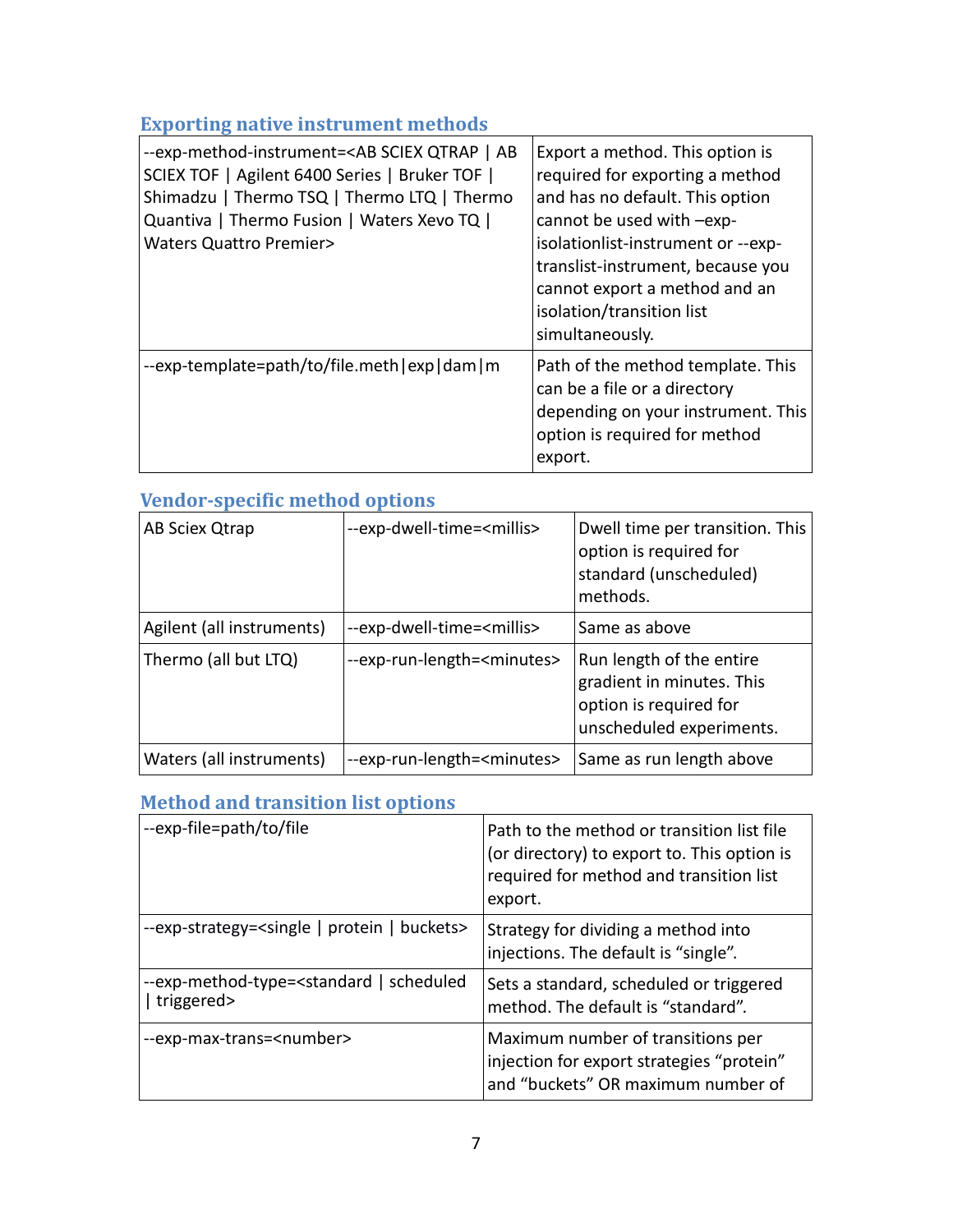### Exporting native instrument methods

| | |
|---|---|
| --exp-method-instrument=<AB SCIEX QTRAP \| AB SCIEX TOF \| Agilent 6400 Series \| Bruker TOF \| Shimadzu \| Thermo TSQ \| Thermo LTQ \| Thermo Quantiva \| Thermo Fusion \| Waters Xevo TQ \| Waters Quattro Premier> | Export a method. This option is required for exporting a method and has no default. This option cannot be used with –exp-isolationlist-instrument or --exp-translist-instrument, because you cannot export a method and an isolation/transition list simultaneously. |
| --exp-template=path/to/file.meth\|exp\|dam\|m | Path of the method template. This can be a file or a directory depending on your instrument. This option is required for method export. |

### Vendor-specific method options

| | | |
|---|---|---|
| AB Sciex Qtrap | --exp-dwell-time=<millis> | Dwell time per transition. This option is required for standard (unscheduled) methods. |
| Agilent (all instruments) | --exp-dwell-time=<millis> | Same as above |
| Thermo (all but LTQ) | --exp-run-length=<minutes> | Run length of the entire gradient in minutes. This option is required for unscheduled experiments. |
| Waters (all instruments) | --exp-run-length=<minutes> | Same as run length above |

### Method and transition list options

| | |
|---|---|
| --exp-file=path/to/file | Path to the method or transition list file (or directory) to export to. This option is required for method and transition list export. |
| --exp-strategy=<single \| protein \| buckets> | Strategy for dividing a method into injections. The default is "single". |
| --exp-method-type=<standard \| scheduled \| triggered> | Sets a standard, scheduled or triggered method. The default is "standard". |
| --exp-max-trans=<number> | Maximum number of transitions per injection for export strategies "protein" and "buckets" OR maximum number of |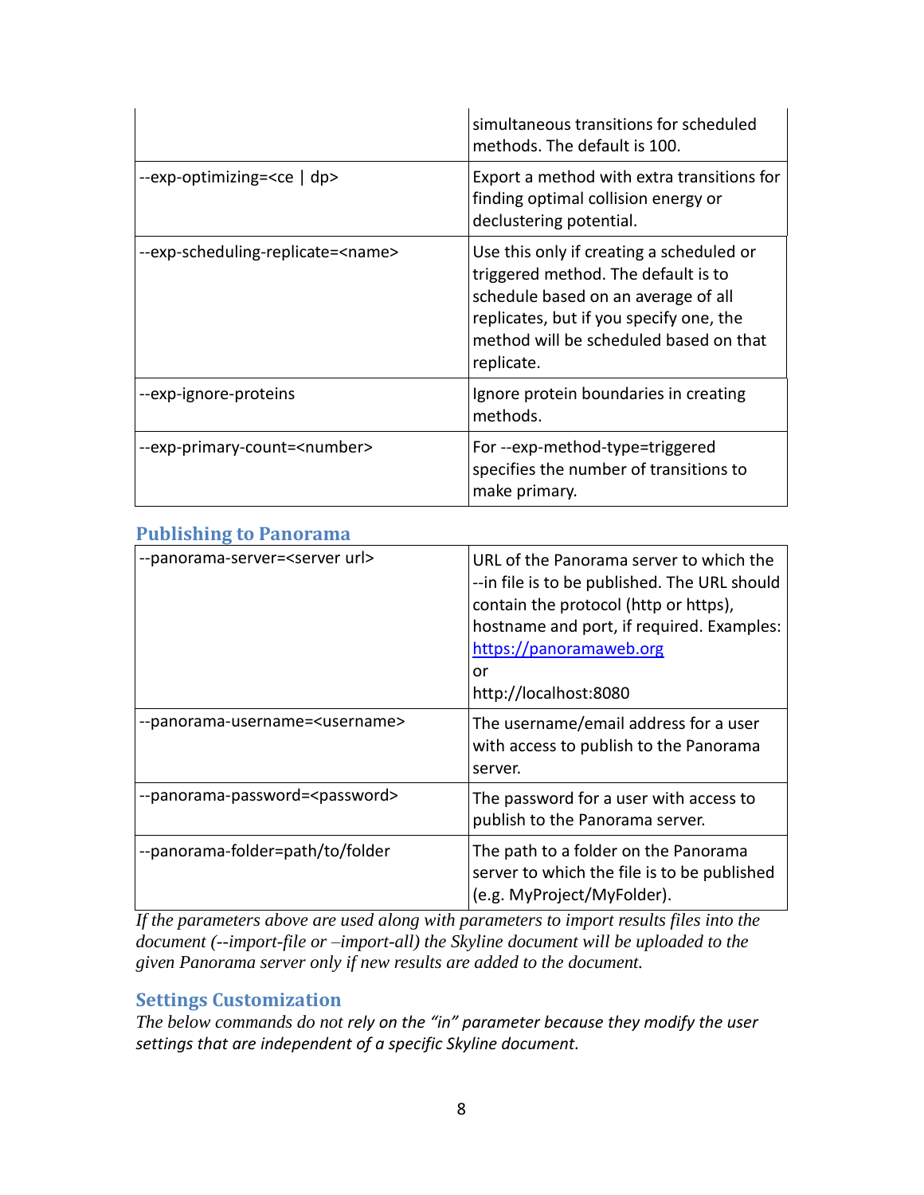| | |
|---|---|
| | simultaneous transitions for scheduled methods. The default is 100. |
| --exp-optimizing=<ce \| dp> | Export a method with extra transitions for finding optimal collision energy or declustering potential. |
| --exp-scheduling-replicate=<name> | Use this only if creating a scheduled or triggered method. The default is to schedule based on an average of all replicates, but if you specify one, the method will be scheduled based on that replicate. |
| --exp-ignore-proteins | Ignore protein boundaries in creating methods. |
| --exp-primary-count=<number> | For --exp-method-type=triggered specifies the number of transitions to make primary. |

## Publishing to Panorama

| | |
|---|---|
| --panorama-server=<server url> | URL of the Panorama server to which the --in file is to be published. The URL should contain the protocol (http or https), hostname and port, if required. Examples: https://panoramaweb.org or http://localhost:8080 |
| --panorama-username=<username> | The username/email address for a user with access to publish to the Panorama server. |
| --panorama-password=<password> | The password for a user with access to publish to the Panorama server. |
| --panorama-folder=path/to/folder | The path to a folder on the Panorama server to which the file is to be published (e.g. MyProject/MyFolder). |

*If the parameters above are used along with parameters to import results files into the document (--import-file or –import-all) the Skyline document will be uploaded to the given Panorama server only if new results are added to the document.*

## Settings Customization

*The below commands do not rely on the "in" parameter because they modify the user settings that are independent of a specific Skyline document.*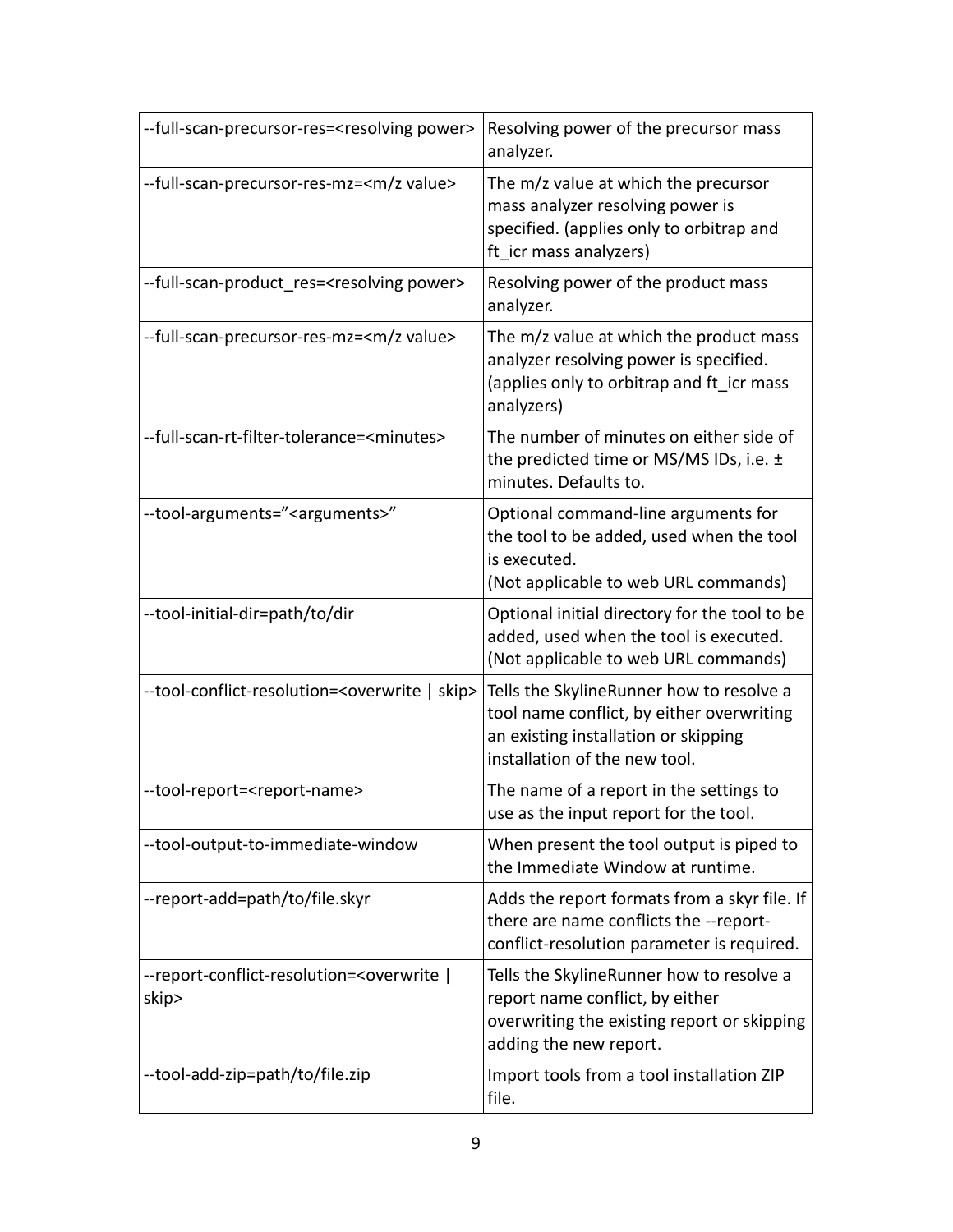| --full-scan-precursor-res=<resolving power> | Resolving power of the precursor mass analyzer. |
|---|---|
| --full-scan-precursor-res-mz=<m/z value> | The m/z value at which the precursor mass analyzer resolving power is specified. (applies only to orbitrap and ft_icr mass analyzers) |
| --full-scan-product_res=<resolving power> | Resolving power of the product mass analyzer. |
| --full-scan-precursor-res-mz=<m/z value> | The m/z value at which the product mass analyzer resolving power is specified. (applies only to orbitrap and ft_icr mass analyzers) |
| --full-scan-rt-filter-tolerance=<minutes> | The number of minutes on either side of the predicted time or MS/MS IDs, i.e. ± minutes. Defaults to. |
| --tool-arguments=”<arguments>” | Optional command-line arguments for the tool to be added, used when the tool is executed.<br>(Not applicable to web URL commands) |
| --tool-initial-dir=path/to/dir | Optional initial directory for the tool to be added, used when the tool is executed. (Not applicable to web URL commands) |
| --tool-conflict-resolution=<overwrite \| skip> | Tells the SkylineRunner how to resolve a tool name conflict, by either overwriting an existing installation or skipping installation of the new tool. |
| --tool-report=<report-name> | The name of a report in the settings to use as the input report for the tool. |
| --tool-output-to-immediate-window | When present the tool output is piped to the Immediate Window at runtime. |
| --report-add=path/to/file.skyr | Adds the report formats from a skyr file. If there are name conflicts the --report-conflict-resolution parameter is required. |
| --report-conflict-resolution=<overwrite \| skip> | Tells the SkylineRunner how to resolve a report name conflict, by either overwriting the existing report or skipping adding the new report. |
| --tool-add-zip=path/to/file.zip | Import tools from a tool installation ZIP file. |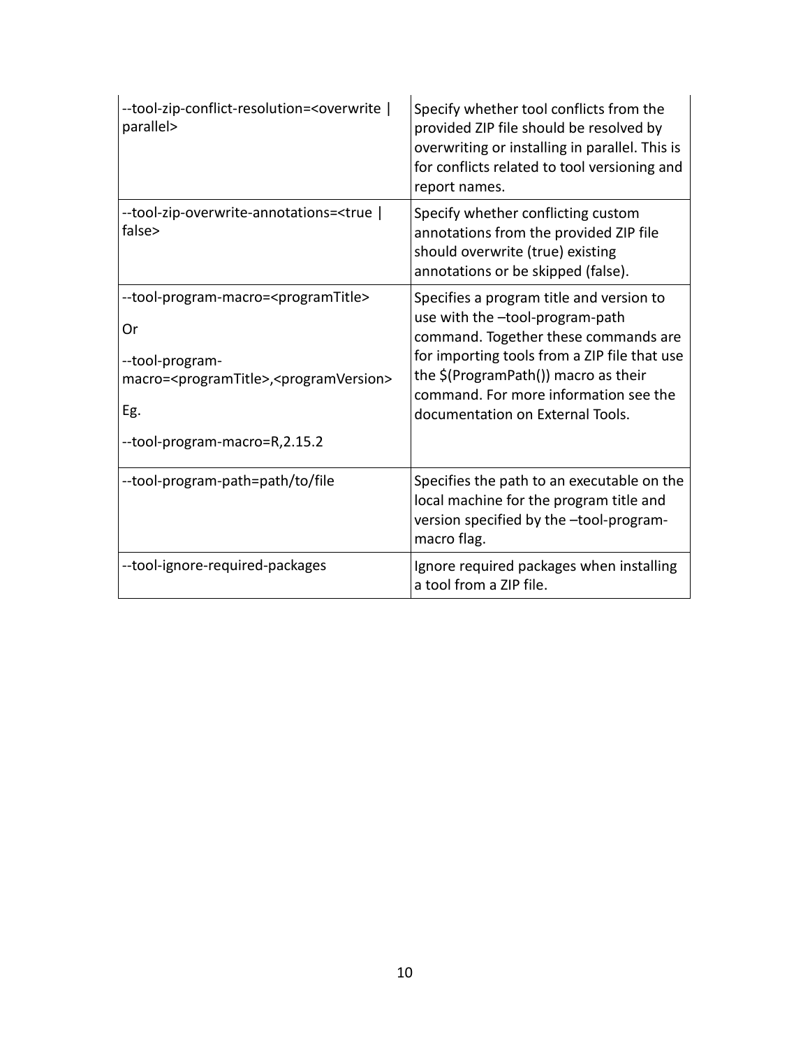| | |
|---|---|
| --tool-zip-conflict-resolution=<overwrite \| parallel> | Specify whether tool conflicts from the provided ZIP file should be resolved by overwriting or installing in parallel. This is for conflicts related to tool versioning and report names. |
| --tool-zip-overwrite-annotations=<true \| false> | Specify whether conflicting custom annotations from the provided ZIP file should overwrite (true) existing annotations or be skipped (false). |
| --tool-program-macro=<programTitle><br><br>Or<br><br>--tool-program-macro=<programTitle>,<programVersion><br><br>Eg.<br><br>--tool-program-macro=R,2.15.2 | Specifies a program title and version to use with the –tool-program-path command. Together these commands are for importing tools from a ZIP file that use the $(ProgramPath()) macro as their command. For more information see the documentation on External Tools. |
| --tool-program-path=path/to/file | Specifies the path to an executable on the local machine for the program title and version specified by the –tool-program-macro flag. |
| --tool-ignore-required-packages | Ignore required packages when installing a tool from a ZIP file. |